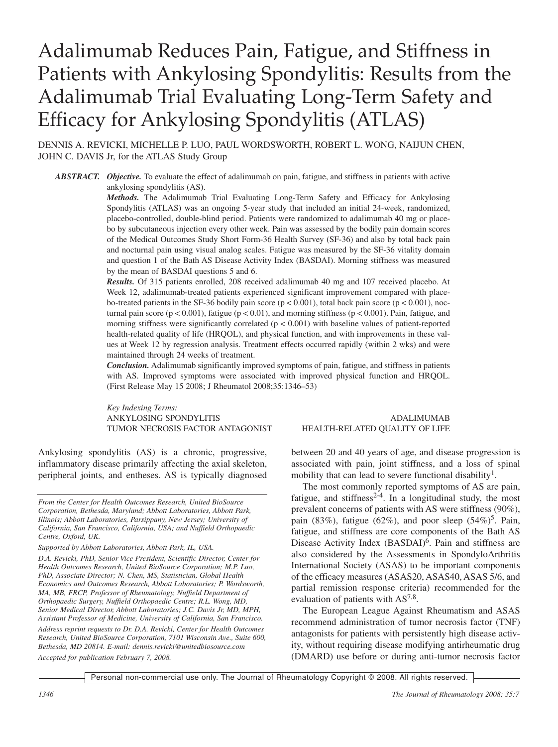# Adalimumab Reduces Pain, Fatigue, and Stiffness in Patients with Ankylosing Spondylitis: Results from the Adalimumab Trial Evaluating Long-Term Safety and Efficacy for Ankylosing Spondylitis (ATLAS)

DENNIS A. REVICKI, MICHELLE P. LUO, PAUL WORDSWORTH, ROBERT L. WONG, NAIJUN CHEN, JOHN C. DAVIS Jr, for the ATLAS Study Group

***ABSTRACT.*** ***Objective.*** To evaluate the effect of adalimumab on pain, fatigue, and stiffness in patients with active ankylosing spondylitis (AS).

***Methods.*** The Adalimumab Trial Evaluating Long-Term Safety and Efficacy for Ankylosing Spondylitis (ATLAS) was an ongoing 5-year study that included an initial 24-week, randomized, placebo-controlled, double-blind period. Patients were randomized to adalimumab 40 mg or placebo by subcutaneous injection every other week. Pain was assessed by the bodily pain domain scores of the Medical Outcomes Study Short Form-36 Health Survey (SF-36) and also by total back pain and nocturnal pain using visual analog scales. Fatigue was measured by the SF-36 vitality domain and question 1 of the Bath AS Disease Activity Index (BASDAI). Morning stiffness was measured by the mean of BASDAI questions 5 and 6.

***Results.*** Of 315 patients enrolled, 208 received adalimumab 40 mg and 107 received placebo. At Week 12, adalimumab-treated patients experienced significant improvement compared with placebo-treated patients in the SF-36 bodily pain score ($p < 0.001$), total back pain score ($p < 0.001$), nocturnal pain score ($p < 0.001$), fatigue ($p < 0.01$), and morning stiffness ($p < 0.001$). Pain, fatigue, and morning stiffness were significantly correlated ($p < 0.001$) with baseline values of patient-reported health-related quality of life (HRQOL), and physical function, and with improvements in these values at Week 12 by regression analysis. Treatment effects occurred rapidly (within 2 wks) and were maintained through 24 weeks of treatment.

***Conclusion.*** Adalimumab significantly improved symptoms of pain, fatigue, and stiffness in patients with AS. Improved symptoms were associated with improved physical function and HRQOL. (First Release May 15 2008; J Rheumatol 2008;35:1346–53)

*Key Indexing Terms:*
ANKYLOSING SPONDYLITIS
TUMOR NECROSIS FACTOR ANTAGONIST
ADALIMUMAB
HEALTH-RELATED QUALITY OF LIFE

Ankylosing spondylitis (AS) is a chronic, progressive, inflammatory disease primarily affecting the axial skeleton, peripheral joints, and entheses. AS is typically diagnosed between 20 and 40 years of age, and disease progression is associated with pain, joint stiffness, and a loss of spinal mobility that can lead to severe functional disability[1].

The most commonly reported symptoms of AS are pain, fatigue, and stiffness[2-4]. In a longitudinal study, the most prevalent concerns of patients with AS were stiffness (90%), pain (83%), fatigue (62%), and poor sleep (54%)[5]. Pain, fatigue, and stiffness are core components of the Bath AS Disease Activity Index (BASDAI)[6]. Pain and stiffness are also considered by the Assessments in SpondyloArthritis International Society (ASAS) to be important components of the efficacy measures (ASAS20, ASAS40, ASAS 5/6, and partial remission response criteria) recommended for the evaluation of patients with AS[7,8].

The European League Against Rheumatism and ASAS recommend administration of tumor necrosis factor (TNF) antagonists for patients with persistently high disease activity, without requiring disease modifying antirheumatic drug (DMARD) use before or during anti-tumor necrosis factor

*From the Center for Health Outcomes Research, United BioSource Corporation, Bethesda, Maryland; Abbott Laboratories, Abbott Park, Illinois; Abbott Laboratories, Parsippany, New Jersey; University of California, San Francisco, California, USA; and Nuffield Orthopaedic Centre, Oxford, UK.*

*Supported by Abbott Laboratories, Abbott Park, IL, USA.*

*D.A. Revicki, PhD, Senior Vice President, Scientific Director, Center for Health Outcomes Research, United BioSource Corporation; M.P. Luo, PhD, Associate Director; N. Chen, MS, Statistician, Global Health Economics and Outcomes Research, Abbott Laboratories; P. Wordsworth, MA, MB, FRCP, Professor of Rheumatology, Nuffield Department of Orthopaedic Surgery, Nuffield Orthopaedic Centre; R.L. Wong, MD, Senior Medical Director, Abbott Laboratories; J.C. Davis Jr, MD, MPH, Assistant Professor of Medicine, University of California, San Francisco.*

*Address reprint requests to Dr. D.A. Revicki, Center for Health Outcomes Research, United BioSource Corporation, 7101 Wisconsin Ave., Suite 600, Bethesda, MD 20814. E-mail: dennis.revicki@unitedbiosource.com*

*Accepted for publication February 7, 2008.*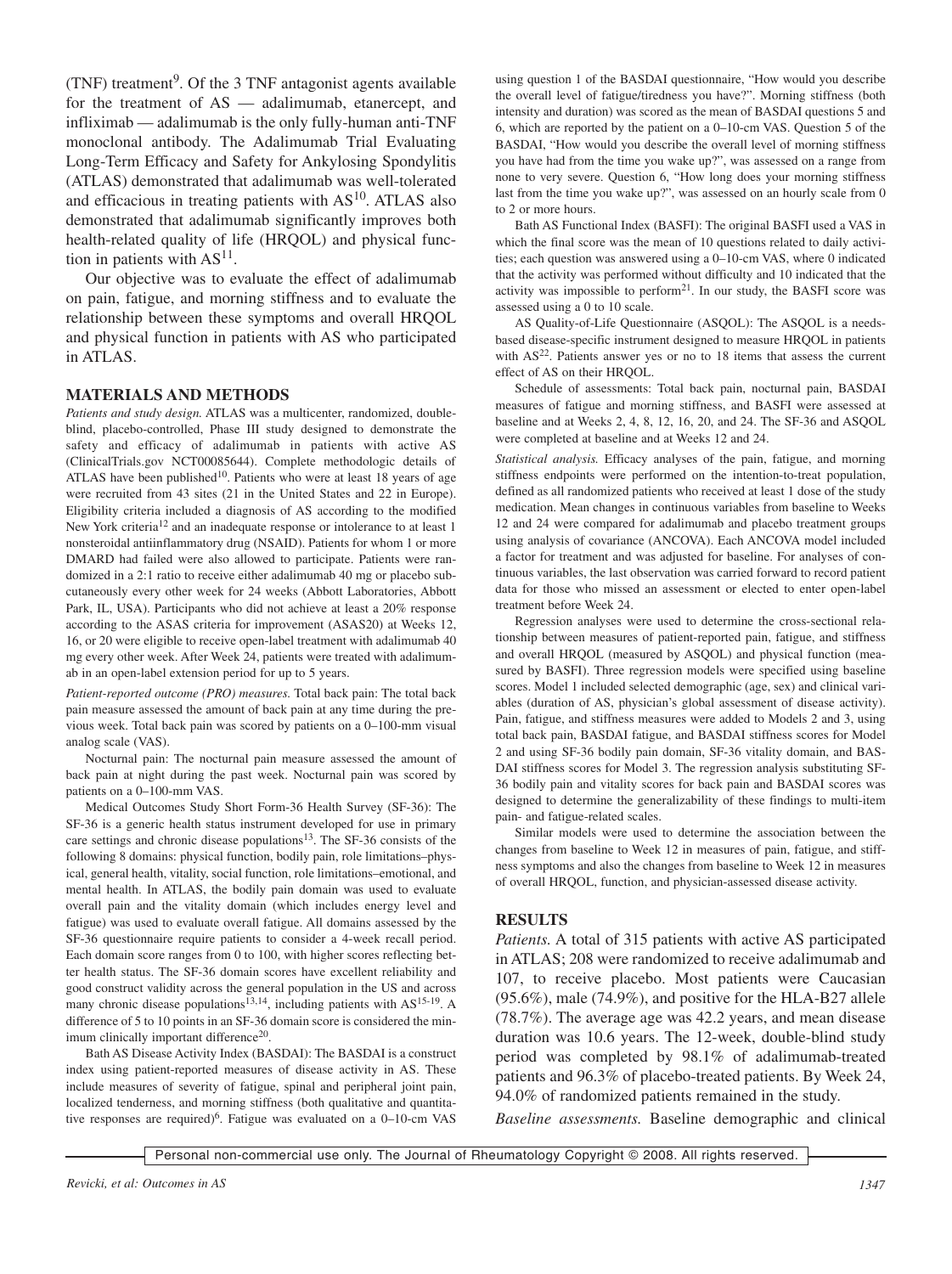(TNF) treatment[9]. Of the 3 TNF antagonist agents available for the treatment of AS — adalimumab, etanercept, and infliximab — adalimumab is the only fully-human anti-TNF monoclonal antibody. The Adalimumab Trial Evaluating Long-Term Efficacy and Safety for Ankylosing Spondylitis (ATLAS) demonstrated that adalimumab was well-tolerated and efficacious in treating patients with AS[10]. ATLAS also demonstrated that adalimumab significantly improves both health-related quality of life (HRQOL) and physical function in patients with AS[11].

Our objective was to evaluate the effect of adalimumab on pain, fatigue, and morning stiffness and to evaluate the relationship between these symptoms and overall HRQOL and physical function in patients with AS who participated in ATLAS.

## MATERIALS AND METHODS

*Patients and study design.* ATLAS was a multicenter, randomized, double-blind, placebo-controlled, Phase III study designed to demonstrate the safety and efficacy of adalimumab in patients with active AS (ClinicalTrials.gov NCT00085644). Complete methodologic details of ATLAS have been published[10]. Patients who were at least 18 years of age were recruited from 43 sites (21 in the United States and 22 in Europe). Eligibility criteria included a diagnosis of AS according to the modified New York criteria[12] and an inadequate response or intolerance to at least 1 nonsteroidal antiinflammatory drug (NSAID). Patients for whom 1 or more DMARD had failed were also allowed to participate. Patients were randomized in a 2:1 ratio to receive either adalimumab 40 mg or placebo subcutaneously every other week for 24 weeks (Abbott Laboratories, Abbott Park, IL, USA). Participants who did not achieve at least a 20% response according to the ASAS criteria for improvement (ASAS20) at Weeks 12, 16, or 20 were eligible to receive open-label treatment with adalimumab 40 mg every other week. After Week 24, patients were treated with adalimumab in an open-label extension period for up to 5 years.

*Patient-reported outcome (PRO) measures.* Total back pain: The total back pain measure assessed the amount of back pain at any time during the previous week. Total back pain was scored by patients on a 0–100-mm visual analog scale (VAS).

Nocturnal pain: The nocturnal pain measure assessed the amount of back pain at night during the past week. Nocturnal pain was scored by patients on a 0–100-mm VAS.

Medical Outcomes Study Short Form-36 Health Survey (SF-36): The SF-36 is a generic health status instrument developed for use in primary care settings and chronic disease populations[13]. The SF-36 consists of the following 8 domains: physical function, bodily pain, role limitations–physical, general health, vitality, social function, role limitations–emotional, and mental health. In ATLAS, the bodily pain domain was used to evaluate overall pain and the vitality domain (which includes energy level and fatigue) was used to evaluate overall fatigue. All domains assessed by the SF-36 questionnaire require patients to consider a 4-week recall period. Each domain score ranges from 0 to 100, with higher scores reflecting better health status. The SF-36 domain scores have excellent reliability and good construct validity across the general population in the US and across many chronic disease populations[13,14], including patients with AS[15-19]. A difference of 5 to 10 points in an SF-36 domain score is considered the minimum clinically important difference[20].

Bath AS Disease Activity Index (BASDAI): The BASDAI is a construct index using patient-reported measures of disease activity in AS. These include measures of severity of fatigue, spinal and peripheral joint pain, localized tenderness, and morning stiffness (both qualitative and quantitative responses are required)[6]. Fatigue was evaluated on a 0–10-cm VAS using question 1 of the BASDAI questionnaire, "How would you describe the overall level of fatigue/tiredness you have?". Morning stiffness (both intensity and duration) was scored as the mean of BASDAI questions 5 and 6, which are reported by the patient on a 0–10-cm VAS. Question 5 of the BASDAI, "How would you describe the overall level of morning stiffness you have had from the time you wake up?", was assessed on a range from none to very severe. Question 6, "How long does your morning stiffness last from the time you wake up?", was assessed on an hourly scale from 0 to 2 or more hours.

Bath AS Functional Index (BASFI): The original BASFI used a VAS in which the final score was the mean of 10 questions related to daily activities; each question was answered using a 0–10-cm VAS, where 0 indicated that the activity was performed without difficulty and 10 indicated that the activity was impossible to perform[21]. In our study, the BASFI score was assessed using a 0 to 10 scale.

AS Quality-of-Life Questionnaire (ASQOL): The ASQOL is a needs-based disease-specific instrument designed to measure HRQOL in patients with AS[22]. Patients answer yes or no to 18 items that assess the current effect of AS on their HRQOL.

Schedule of assessments: Total back pain, nocturnal pain, BASDAI measures of fatigue and morning stiffness, and BASFI were assessed at baseline and at Weeks 2, 4, 8, 12, 16, 20, and 24. The SF-36 and ASQOL were completed at baseline and at Weeks 12 and 24.

*Statistical analysis.* Efficacy analyses of the pain, fatigue, and morning stiffness endpoints were performed on the intention-to-treat population, defined as all randomized patients who received at least 1 dose of the study medication. Mean changes in continuous variables from baseline to Weeks 12 and 24 were compared for adalimumab and placebo treatment groups using analysis of covariance (ANCOVA). Each ANCOVA model included a factor for treatment and was adjusted for baseline. For analyses of continuous variables, the last observation was carried forward to record patient data for those who missed an assessment or elected to enter open-label treatment before Week 24.

Regression analyses were used to determine the cross-sectional relationship between measures of patient-reported pain, fatigue, and stiffness and overall HRQOL (measured by ASQOL) and physical function (measured by BASFI). Three regression models were specified using baseline scores. Model 1 included selected demographic (age, sex) and clinical variables (duration of AS, physician's global assessment of disease activity). Pain, fatigue, and stiffness measures were added to Models 2 and 3, using total back pain, BASDAI fatigue, and BASDAI stiffness scores for Model 2 and using SF-36 bodily pain domain, SF-36 vitality domain, and BASDAI stiffness scores for Model 3. The regression analysis substituting SF-36 bodily pain and vitality scores for back pain and BASDAI scores was designed to determine the generalizability of these findings to multi-item pain- and fatigue-related scales.

Similar models were used to determine the association between the changes from baseline to Week 12 in measures of pain, fatigue, and stiffness symptoms and also the changes from baseline to Week 12 in measures of overall HRQOL, function, and physician-assessed disease activity.

## RESULTS

*Patients.* A total of 315 patients with active AS participated in ATLAS; 208 were randomized to receive adalimumab and 107, to receive placebo. Most patients were Caucasian (95.6%), male (74.9%), and positive for the HLA-B27 allele (78.7%). The average age was 42.2 years, and mean disease duration was 10.6 years. The 12-week, double-blind study period was completed by 98.1% of adalimumab-treated patients and 96.3% of placebo-treated patients. By Week 24, 94.0% of randomized patients remained in the study.

*Baseline assessments.* Baseline demographic and clinical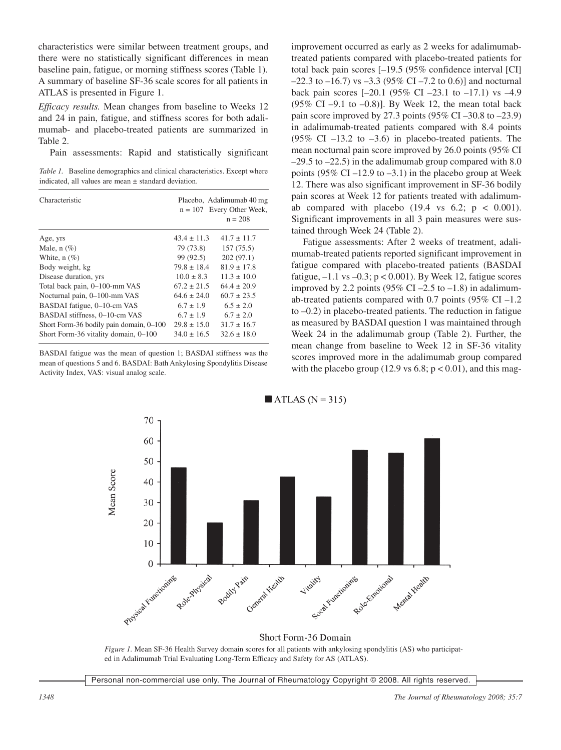characteristics were similar between treatment groups, and there were no statistically significant differences in mean baseline pain, fatigue, or morning stiffness scores (Table 1). A summary of baseline SF-36 scale scores for all patients in ATLAS is presented in Figure 1.

*Efficacy results.* Mean changes from baseline to Weeks 12 and 24 in pain, fatigue, and stiffness scores for both adalimumab- and placebo-treated patients are summarized in Table 2.

Pain assessments: Rapid and statistically significant improvement occurred as early as 2 weeks for adalimumab-treated patients compared with placebo-treated patients for total back pain scores [–19.5 (95% confidence interval [CI] –22.3 to –16.7) vs –3.3 (95% CI –7.2 to 0.6)] and nocturnal back pain scores [–20.1 (95% CI –23.1 to –17.1) vs –4.9 (95% CI –9.1 to –0.8)]. By Week 12, the mean total back pain score improved by 27.3 points (95% CI –30.8 to –23.9) in adalimumab-treated patients compared with 8.4 points (95% CI –13.2 to –3.6) in placebo-treated patients. The mean nocturnal pain score improved by 26.0 points (95% CI –29.5 to –22.5) in the adalimumab group compared with 8.0 points (95% CI –12.9 to –3.1) in the placebo group at Week 12. There was also significant improvement in SF-36 bodily pain scores at Week 12 for patients treated with adalimumab compared with placebo (19.4 vs 6.2; $p < 0.001$). Significant improvements in all 3 pain measures were sustained through Week 24 (Table 2).

*Table 1.* Baseline demographics and clinical characteristics. Except where indicated, all values are mean ± standard deviation.

| Characteristic | Placebo, n = 107 | Adalimumab 40 mg Every Other Week, n = 208 |
|---|---|---|
| Age, yrs | 43.4 ± 11.3 | 41.7 ± 11.7 |
| Male, n (%) | 79 (73.8) | 157 (75.5) |
| White, n (%) | 99 (92.5) | 202 (97.1) |
| Body weight, kg | 79.8 ± 18.4 | 81.9 ± 17.8 |
| Disease duration, yrs | 10.0 ± 8.3 | 11.3 ± 10.0 |
| Total back pain, 0–100-mm VAS | 67.2 ± 21.5 | 64.4 ± 20.9 |
| Nocturnal pain, 0–100-mm VAS | 64.6 ± 24.0 | 60.7 ± 23.5 |
| BASDAI fatigue, 0–10-cm VAS | 6.7 ± 1.9 | 6.5 ± 2.0 |
| BASDAI stiffness, 0–10-cm VAS | 6.7 ± 1.9 | 6.7 ± 2.0 |
| Short Form-36 bodily pain domain, 0–100 | 29.8 ± 15.0 | 31.7 ± 16.7 |
| Short Form-36 vitality domain, 0–100 | 34.0 ± 16.5 | 32.6 ± 18.0 |

BASDAI fatigue was the mean of question 1; BASDAI stiffness was the mean of questions 5 and 6. BASDAI: Bath Ankylosing Spondylitis Disease Activity Index, VAS: visual analog scale.

Fatigue assessments: After 2 weeks of treatment, adalimumab-treated patients reported significant improvement in fatigue compared with placebo-treated patients (BASDAI fatigue, –1.1 vs –0.3; $p < 0.001$). By Week 12, fatigue scores improved by 2.2 points (95% CI –2.5 to –1.8) in adalimumab-treated patients compared with 0.7 points (95% CI –1.2 to –0.2) in placebo-treated patients. The reduction in fatigue as measured by BASDAI question 1 was maintained through Week 24 in the adalimumab group (Table 2). Further, the mean change from baseline to Week 12 in SF-36 vitality scores improved more in the adalimumab group compared with the placebo group (12.9 vs 6.8; $p < 0.01$), and this mag-

*Figure 1.* Mean SF-36 Health Survey domain scores for all patients with ankylosing spondylitis (AS) who participated in Adalimumab Trial Evaluating Long-Term Efficacy and Safety for AS (ATLAS).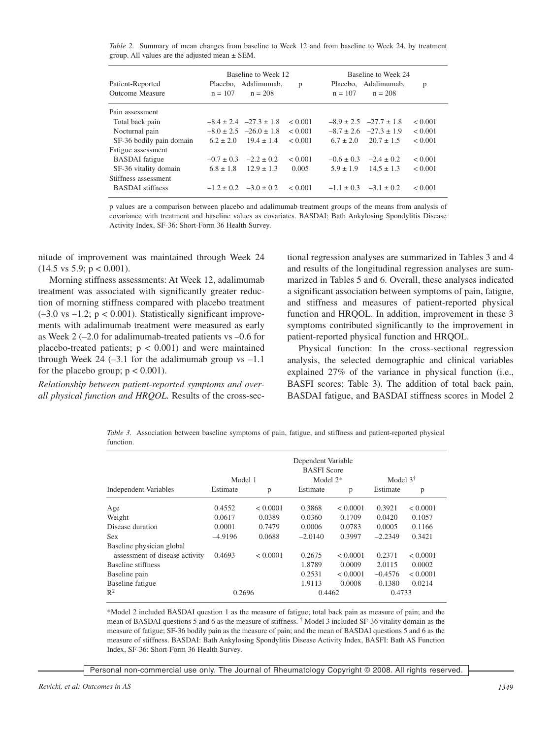*Table 2.* Summary of mean changes from baseline to Week 12 and from baseline to Week 24, by treatment group. All values are the adjusted mean ± SEM.

| Patient-Reported Outcome Measure | Baseline to Week 12 Placebo, n = 107 | Baseline to Week 12 Adalimumab, n = 208 | p | Baseline to Week 24 Placebo, n = 107 | Baseline to Week 24 Adalimumab, n = 208 | p |
|---|---|---|---|---|---|---|
| Pain assessment | | | | | | |
| Total back pain | –8.4 ± 2.4 | –27.3 ± 1.8 | < 0.001 | –8.9 ± 2.5 | –27.7 ± 1.8 | < 0.001 |
| Nocturnal pain | –8.0 ± 2.5 | –26.0 ± 1.8 | < 0.001 | –8.7 ± 2.6 | –27.3 ± 1.9 | < 0.001 |
| SF-36 bodily pain domain | 6.2 ± 2.0 | 19.4 ± 1.4 | < 0.001 | 6.7 ± 2.0 | 20.7 ± 1.5 | < 0.001 |
| Fatigue assessment | | | | | | |
| BASDAI fatigue | –0.7 ± 0.3 | –2.2 ± 0.2 | < 0.001 | –0.6 ± 0.3 | –2.4 ± 0.2 | < 0.001 |
| SF-36 vitality domain | 6.8 ± 1.8 | 12.9 ± 1.3 | 0.005 | 5.9 ± 1.9 | 14.5 ± 1.3 | < 0.001 |
| Stiffness assessment | | | | | | |
| BASDAI stiffness | –1.2 ± 0.2 | –3.0 ± 0.2 | < 0.001 | –1.1 ± 0.3 | –3.1 ± 0.2 | < 0.001 |

p values are a comparison between placebo and adalimumab treatment groups of the means from analysis of covariance with treatment and baseline values as covariates. BASDAI: Bath Ankylosing Spondylitis Disease Activity Index, SF-36: Short-Form 36 Health Survey.

nitude of improvement was maintained through Week 24 (14.5 vs 5.9; $p < 0.001$).

Morning stiffness assessments: At Week 12, adalimumab treatment was associated with significantly greater reduction of morning stiffness compared with placebo treatment (–3.0 vs –1.2; $p < 0.001$). Statistically significant improvements with adalimumab treatment were measured as early as Week 2 (–2.0 for adalimumab-treated patients vs –0.6 for placebo-treated patients; $p < 0.001$) and were maintained through Week 24 (–3.1 for the adalimumab group vs –1.1 for the placebo group; $p < 0.001$).

*Relationship between patient-reported symptoms and overall physical function and HRQOL.* Results of the cross-sectional regression analyses are summarized in Tables 3 and 4 and results of the longitudinal regression analyses are summarized in Tables 5 and 6. Overall, these analyses indicated a significant association between symptoms of pain, fatigue, and stiffness and measures of patient-reported physical function and HRQOL. In addition, improvement in these 3 symptoms contributed significantly to the improvement in patient-reported physical function and HRQOL.

Physical function: In the cross-sectional regression analysis, the selected demographic and clinical variables explained 27% of the variance in physical function (i.e., BASFI scores; Table 3). The addition of total back pain, BASDAI fatigue, and BASDAI stiffness scores in Model 2

*Table 3.* Association between baseline symptoms of pain, fatigue, and stiffness and patient-reported physical function.

| Independent Variables | Model 1 Estimate | Model 1 p | Model 2* Estimate | Model 2* p | Model 3[†] Estimate | Model 3[†] p |
|---|---|---|---|---|---|---|
| | Dependent Variable BASFI Score | | | | | |
| Age | 0.4552 | < 0.0001 | 0.3868 | < 0.0001 | 0.3921 | < 0.0001 |
| Weight | 0.0617 | 0.0389 | 0.0360 | 0.1709 | 0.0420 | 0.1057 |
| Disease duration | 0.0001 | 0.7479 | 0.0006 | 0.0783 | 0.0005 | 0.1166 |
| Sex | –4.9196 | 0.0688 | –2.0140 | 0.3997 | –2.2349 | 0.3421 |
| Baseline physician global assessment of disease activity | 0.4693 | < 0.0001 | 0.2675 | < 0.0001 | 0.2371 | < 0.0001 |
| Baseline stiffness | | | 1.8789 | 0.0009 | 2.0115 | 0.0002 |
| Baseline pain | | | 0.2531 | < 0.0001 | –0.4576 | < 0.0001 |
| Baseline fatigue | | | 1.9113 | 0.0008 | –0.1380 | 0.0214 |
| $R^2$ | 0.2696 | | 0.4462 | | 0.4733 | |

*Model 2 included BASDAI question 1 as the measure of fatigue; total back pain as measure of pain; and the mean of BASDAI questions 5 and 6 as the measure of stiffness. [†] Model 3 included SF-36 vitality domain as the measure of fatigue; SF-36 bodily pain as the measure of pain; and the mean of BASDAI questions 5 and 6 as the measure of stiffness. BASDAI: Bath Ankylosing Spondylitis Disease Activity Index, BASFI: Bath AS Function Index, SF-36: Short-Form 36 Health Survey.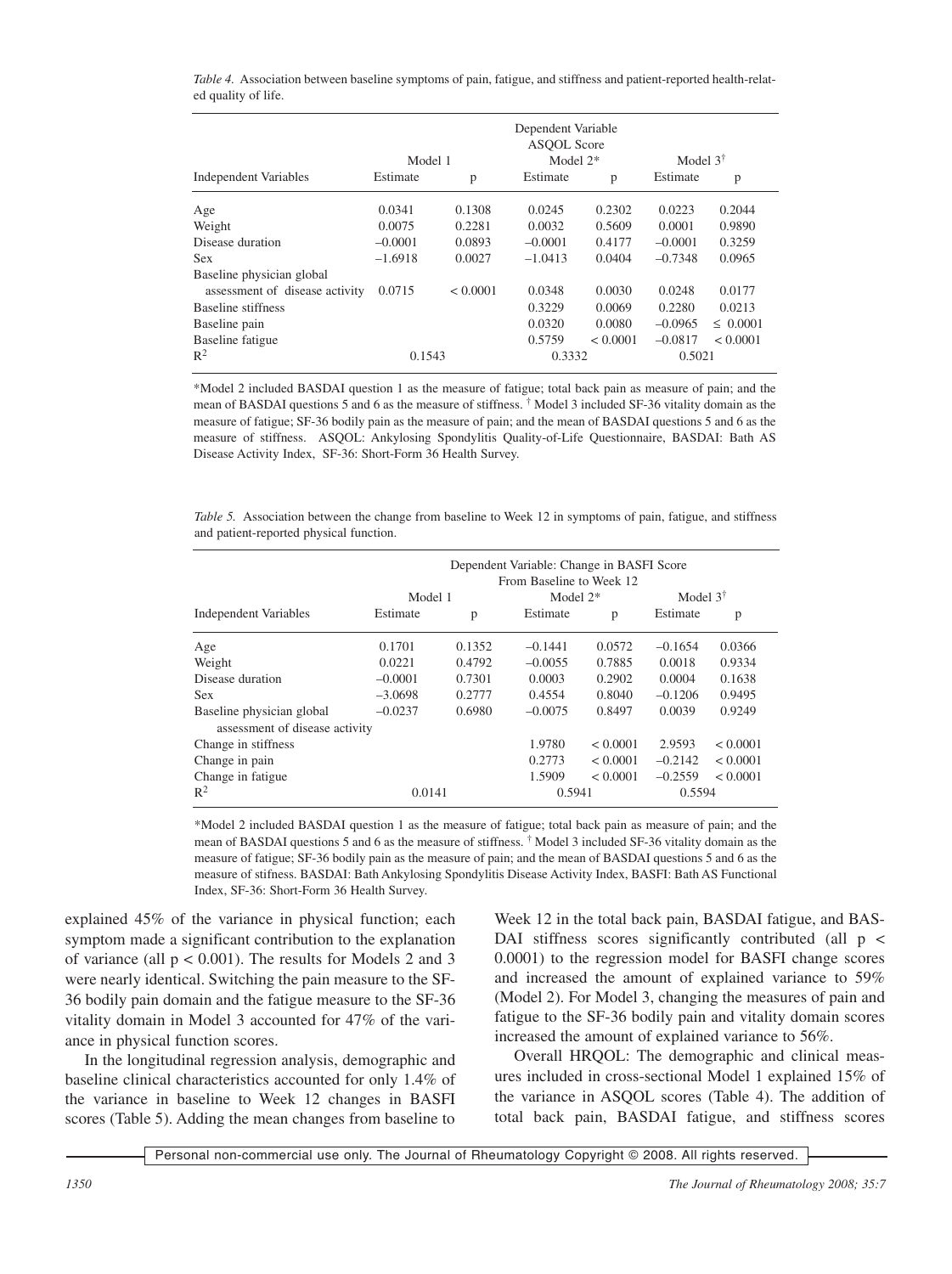*Table 4.* Association between baseline symptoms of pain, fatigue, and stiffness and patient-reported health-related quality of life.

| | Dependent Variable ASQOL Score | | | | | |
|---|---|---|---|---|---|---|
| | Model 1 | | Model 2* | | Model 3† | |
| Independent Variables | Estimate | p | Estimate | p | Estimate | p |
| Age | 0.0341 | 0.1308 | 0.0245 | 0.2302 | 0.0223 | 0.2044 |
| Weight | 0.0075 | 0.2281 | 0.0032 | 0.5609 | 0.0001 | 0.9890 |
| Disease duration | –0.0001 | 0.0893 | –0.0001 | 0.4177 | –0.0001 | 0.3259 |
| Sex | –1.6918 | 0.0027 | –1.0413 | 0.0404 | –0.7348 | 0.0965 |
| Baseline physician global assessment of disease activity | 0.0715 | < 0.0001 | 0.0348 | 0.0030 | 0.0248 | 0.0177 |
| Baseline stiffness | | | 0.3229 | 0.0069 | 0.2280 | 0.0213 |
| Baseline pain | | | 0.0320 | 0.0080 | –0.0965 | ≤ 0.0001 |
| Baseline fatigue | | | 0.5759 | < 0.0001 | –0.0817 | < 0.0001 |
| $R^2$ | 0.1543 | | 0.3332 | | 0.5021 | |

*Model 2 included BASDAI question 1 as the measure of fatigue; total back pain as measure of pain; and the mean of BASDAI questions 5 and 6 as the measure of stiffness. † Model 3 included SF-36 vitality domain as the measure of fatigue; SF-36 bodily pain as the measure of pain; and the mean of BASDAI questions 5 and 6 as the measure of stiffness. ASQOL: Ankylosing Spondylitis Quality-of-Life Questionnaire, BASDAI: Bath AS Disease Activity Index, SF-36: Short-Form 36 Health Survey.

*Table 5.* Association between the change from baseline to Week 12 in symptoms of pain, fatigue, and stiffness and patient-reported physical function.

| | Dependent Variable: Change in BASFI Score From Baseline to Week 12 | | | | | |
|---|---|---|---|---|---|---|
| | Model 1 | | Model 2* | | Model 3† | |
| Independent Variables | Estimate | p | Estimate | p | Estimate | p |
| Age | 0.1701 | 0.1352 | –0.1441 | 0.0572 | –0.1654 | 0.0366 |
| Weight | 0.0221 | 0.4792 | –0.0055 | 0.7885 | 0.0018 | 0.9334 |
| Disease duration | –0.0001 | 0.7301 | 0.0003 | 0.2902 | 0.0004 | 0.1638 |
| Sex | –3.0698 | 0.2777 | 0.4554 | 0.8040 | –0.1206 | 0.9495 |
| Baseline physician global assessment of disease activity | –0.0237 | 0.6980 | –0.0075 | 0.8497 | 0.0039 | 0.9249 |
| Change in stiffness | | | 1.9780 | < 0.0001 | 2.9593 | < 0.0001 |
| Change in pain | | | 0.2773 | < 0.0001 | –0.2142 | < 0.0001 |
| Change in fatigue | | | 1.5909 | < 0.0001 | –0.2559 | < 0.0001 |
| $R^2$ | 0.0141 | | 0.5941 | | 0.5594 | |

*Model 2 included BASDAI question 1 as the measure of fatigue; total back pain as measure of pain; and the mean of BASDAI questions 5 and 6 as the measure of stiffness. † Model 3 included SF-36 vitality domain as the measure of fatigue; SF-36 bodily pain as the measure of pain; and the mean of BASDAI questions 5 and 6 as the measure of stifness. BASDAI: Bath Ankylosing Spondylitis Disease Activity Index, BASFI: Bath AS Functional Index, SF-36: Short-Form 36 Health Survey.

explained 45% of the variance in physical function; each symptom made a significant contribution to the explanation of variance (all $p < 0.001$). The results for Models 2 and 3 were nearly identical. Switching the pain measure to the SF-36 bodily pain domain and the fatigue measure to the SF-36 vitality domain in Model 3 accounted for 47% of the variance in physical function scores.

In the longitudinal regression analysis, demographic and baseline clinical characteristics accounted for only 1.4% of the variance in baseline to Week 12 changes in BASFI scores (Table 5). Adding the mean changes from baseline to Week 12 in the total back pain, BASDAI fatigue, and BASDAI stiffness scores significantly contributed (all $p < 0.0001$) to the regression model for BASFI change scores and increased the amount of explained variance to 59% (Model 2). For Model 3, changing the measures of pain and fatigue to the SF-36 bodily pain and vitality domain scores increased the amount of explained variance to 56%.

Overall HRQOL: The demographic and clinical measures included in cross-sectional Model 1 explained 15% of the variance in ASQOL scores (Table 4). The addition of total back pain, BASDAI fatigue, and stiffness scores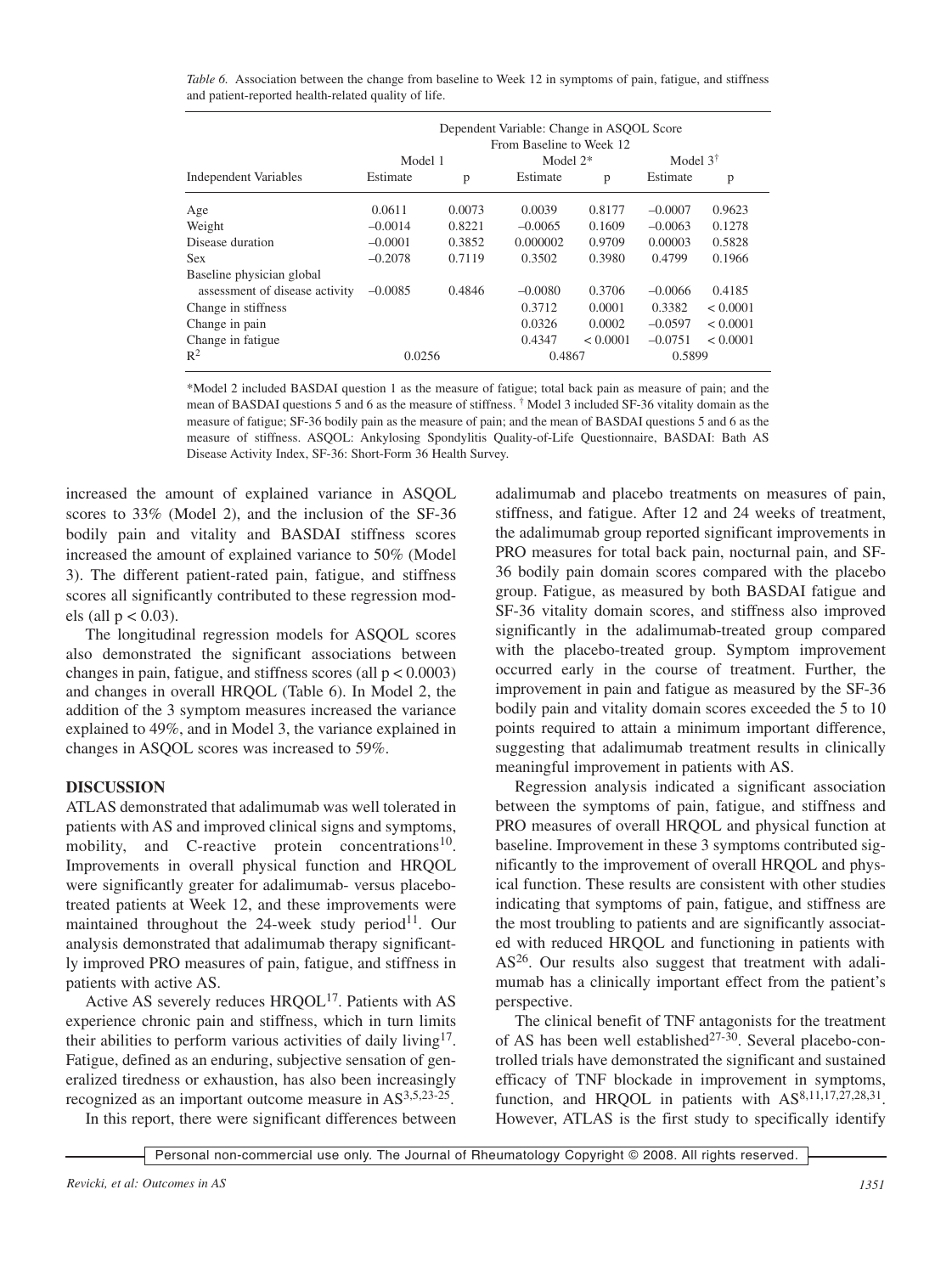*Table 6.* Association between the change from baseline to Week 12 in symptoms of pain, fatigue, and stiffness and patient-reported health-related quality of life.

| Independent Variables | Dependent Variable: Change in ASQOL Score From Baseline to Week 12 | | | | | |
|---|---|---|---|---|---|---|
| | Model 1 | | Model 2* | | Model 3† | |
| | Estimate | p | Estimate | p | Estimate | p |
| Age | 0.0611 | 0.0073 | 0.0039 | 0.8177 | –0.0007 | 0.9623 |
| Weight | –0.0014 | 0.8221 | –0.0065 | 0.1609 | –0.0063 | 0.1278 |
| Disease duration | –0.0001 | 0.3852 | 0.000002 | 0.9709 | 0.00003 | 0.5828 |
| Sex | –0.2078 | 0.7119 | 0.3502 | 0.3980 | 0.4799 | 0.1966 |
| Baseline physician global assessment of disease activity | –0.0085 | 0.4846 | –0.0080 | 0.3706 | –0.0066 | 0.4185 |
| Change in stiffness | | | 0.3712 | 0.0001 | 0.3382 | < 0.0001 |
| Change in pain | | | 0.0326 | 0.0002 | –0.0597 | < 0.0001 |
| Change in fatigue | | | 0.4347 | < 0.0001 | –0.0751 | < 0.0001 |
| $R^2$ | 0.0256 | | 0.4867 | | 0.5899 | |

*Model 2 included BASDAI question 1 as the measure of fatigue; total back pain as measure of pain; and the mean of BASDAI questions 5 and 6 as the measure of stiffness. † Model 3 included SF-36 vitality domain as the measure of fatigue; SF-36 bodily pain as the measure of pain; and the mean of BASDAI questions 5 and 6 as the measure of stiffness. ASQOL: Ankylosing Spondylitis Quality-of-Life Questionnaire, BASDAI: Bath AS Disease Activity Index, SF-36: Short-Form 36 Health Survey.

increased the amount of explained variance in ASQOL scores to 33% (Model 2), and the inclusion of the SF-36 bodily pain and vitality and BASDAI stiffness scores increased the amount of explained variance to 50% (Model 3). The different patient-rated pain, fatigue, and stiffness scores all significantly contributed to these regression models (all $p < 0.03$).

The longitudinal regression models for ASQOL scores also demonstrated the significant associations between changes in pain, fatigue, and stiffness scores (all $p < 0.0003$) and changes in overall HRQOL (Table 6). In Model 2, the addition of the 3 symptom measures increased the variance explained to 49%, and in Model 3, the variance explained in changes in ASQOL scores was increased to 59%.

## DISCUSSION

ATLAS demonstrated that adalimumab was well tolerated in patients with AS and improved clinical signs and symptoms, mobility, and C-reactive protein concentrations[10]. Improvements in overall physical function and HRQOL were significantly greater for adalimumab- versus placebo-treated patients at Week 12, and these improvements were maintained throughout the 24-week study period[11]. Our analysis demonstrated that adalimumab therapy significantly improved PRO measures of pain, fatigue, and stiffness in patients with active AS.

Active AS severely reduces HRQOL[17]. Patients with AS experience chronic pain and stiffness, which in turn limits their abilities to perform various activities of daily living[17]. Fatigue, defined as an enduring, subjective sensation of generalized tiredness or exhaustion, has also been increasingly recognized as an important outcome measure in AS[3,5,23-25].

In this report, there were significant differences between adalimumab and placebo treatments on measures of pain, stiffness, and fatigue. After 12 and 24 weeks of treatment, the adalimumab group reported significant improvements in PRO measures for total back pain, nocturnal pain, and SF-36 bodily pain domain scores compared with the placebo group. Fatigue, as measured by both BASDAI fatigue and SF-36 vitality domain scores, and stiffness also improved significantly in the adalimumab-treated group compared with the placebo-treated group. Symptom improvement occurred early in the course of treatment. Further, the improvement in pain and fatigue as measured by the SF-36 bodily pain and vitality domain scores exceeded the 5 to 10 points required to attain a minimum important difference, suggesting that adalimumab treatment results in clinically meaningful improvement in patients with AS.

Regression analysis indicated a significant association between the symptoms of pain, fatigue, and stiffness and PRO measures of overall HRQOL and physical function at baseline. Improvement in these 3 symptoms contributed significantly to the improvement of overall HRQOL and physical function. These results are consistent with other studies indicating that symptoms of pain, fatigue, and stiffness are the most troubling to patients and are significantly associated with reduced HRQOL and functioning in patients with AS[26]. Our results also suggest that treatment with adalimumab has a clinically important effect from the patient's perspective.

The clinical benefit of TNF antagonists for the treatment of AS has been well established[27-30]. Several placebo-controlled trials have demonstrated the significant and sustained efficacy of TNF blockade in improvement in symptoms, function, and HRQOL in patients with AS[8,11,17,27,28,31]. However, ATLAS is the first study to specifically identify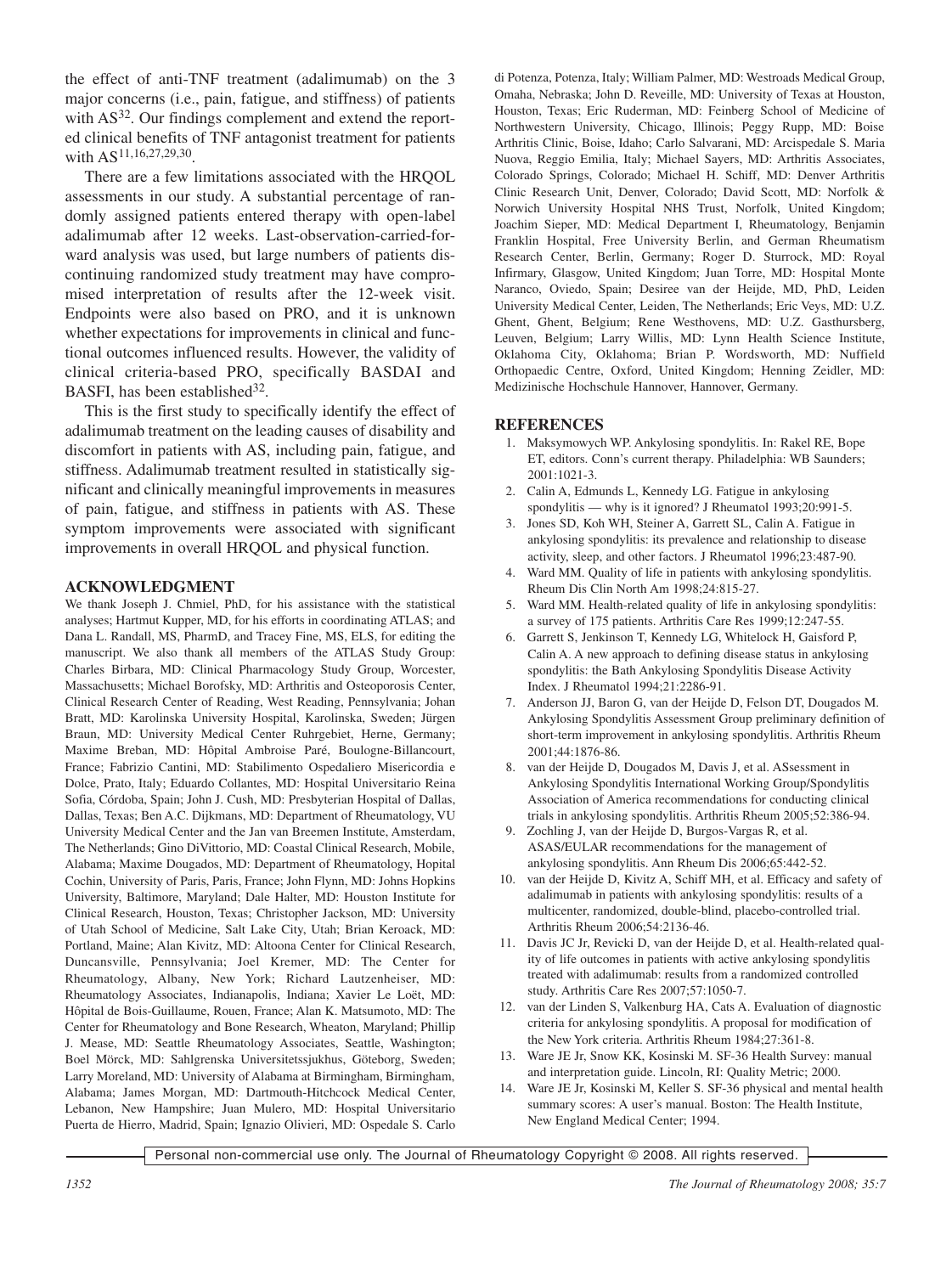the effect of anti-TNF treatment (adalimumab) on the 3 major concerns (i.e., pain, fatigue, and stiffness) of patients with AS[32]. Our findings complement and extend the reported clinical benefits of TNF antagonist treatment for patients with AS[11,16,27,29,30].

There are a few limitations associated with the HRQOL assessments in our study. A substantial percentage of randomly assigned patients entered therapy with open-label adalimumab after 12 weeks. Last-observation-carried-forward analysis was used, but large numbers of patients discontinuing randomized study treatment may have compromised interpretation of results after the 12-week visit. Endpoints were also based on PRO, and it is unknown whether expectations for improvements in clinical and functional outcomes influenced results. However, the validity of clinical criteria-based PRO, specifically BASDAI and BASFI, has been established[32].

This is the first study to specifically identify the effect of adalimumab treatment on the leading causes of disability and discomfort in patients with AS, including pain, fatigue, and stiffness. Adalimumab treatment resulted in statistically significant and clinically meaningful improvements in measures of pain, fatigue, and stiffness in patients with AS. These symptom improvements were associated with significant improvements in overall HRQOL and physical function.

## ACKNOWLEDGMENT

We thank Joseph J. Chmiel, PhD, for his assistance with the statistical analyses; Hartmut Kupper, MD, for his efforts in coordinating ATLAS; and Dana L. Randall, MS, PharmD, and Tracey Fine, MS, ELS, for editing the manuscript. We also thank all members of the ATLAS Study Group: Charles Birbara, MD: Clinical Pharmacology Study Group, Worcester, Massachusetts; Michael Borofsky, MD: Arthritis and Osteoporosis Center, Clinical Research Center of Reading, West Reading, Pennsylvania; Johan Bratt, MD: Karolinska University Hospital, Karolinska, Sweden; Jürgen Braun, MD: University Medical Center Ruhrgebiet, Herne, Germany; Maxime Breban, MD: Hôpital Ambroise Paré, Boulogne-Billancourt, France; Fabrizio Cantini, MD: Stabilimento Ospedaliero Misericordia e Dolce, Prato, Italy; Eduardo Collantes, MD: Hospital Universitario Reina Sofia, Córdoba, Spain; John J. Cush, MD: Presbyterian Hospital of Dallas, Dallas, Texas; Ben A.C. Dijkmans, MD: Department of Rheumatology, VU University Medical Center and the Jan van Breemen Institute, Amsterdam, The Netherlands; Gino DiVittorio, MD: Coastal Clinical Research, Mobile, Alabama; Maxime Dougados, MD: Department of Rheumatology, Hopital Cochin, University of Paris, Paris, France; John Flynn, MD: Johns Hopkins University, Baltimore, Maryland; Dale Halter, MD: Houston Institute for Clinical Research, Houston, Texas; Christopher Jackson, MD: University of Utah School of Medicine, Salt Lake City, Utah; Brian Keroack, MD: Portland, Maine; Alan Kivitz, MD: Altoona Center for Clinical Research, Duncansville, Pennsylvania; Joel Kremer, MD: The Center for Rheumatology, Albany, New York; Richard Lautzenheiser, MD: Rheumatology Associates, Indianapolis, Indiana; Xavier Le Loët, MD: Hôpital de Bois-Guillaume, Rouen, France; Alan K. Matsumoto, MD: The Center for Rheumatology and Bone Research, Wheaton, Maryland; Phillip J. Mease, MD: Seattle Rheumatology Associates, Seattle, Washington; Boel Mörck, MD: Sahlgrenska Universitetssjukhus, Göteborg, Sweden; Larry Moreland, MD: University of Alabama at Birmingham, Birmingham, Alabama; James Morgan, MD: Dartmouth-Hitchcock Medical Center, Lebanon, New Hampshire; Juan Mulero, MD: Hospital Universitario Puerta de Hierro, Madrid, Spain; Ignazio Olivieri, MD: Ospedale S. Carlo di Potenza, Potenza, Italy; William Palmer, MD: Westroads Medical Group, Omaha, Nebraska; John D. Reveille, MD: University of Texas at Houston, Houston, Texas; Eric Ruderman, MD: Feinberg School of Medicine of Northwestern University, Chicago, Illinois; Peggy Rupp, MD: Boise Arthritis Clinic, Boise, Idaho; Carlo Salvarani, MD: Arcispedale S. Maria Nuova, Reggio Emilia, Italy; Michael Sayers, MD: Arthritis Associates, Colorado Springs, Colorado; Michael H. Schiff, MD: Denver Arthritis Clinic Research Unit, Denver, Colorado; David Scott, MD: Norfolk & Norwich University Hospital NHS Trust, Norfolk, United Kingdom; Joachim Sieper, MD: Medical Department I, Rheumatology, Benjamin Franklin Hospital, Free University Berlin, and German Rheumatism Research Center, Berlin, Germany; Roger D. Sturrock, MD: Royal Infirmary, Glasgow, United Kingdom; Juan Torre, MD: Hospital Monte Naranco, Oviedo, Spain; Desiree van der Heijde, MD, PhD, Leiden University Medical Center, Leiden, The Netherlands; Eric Veys, MD: U.Z. Ghent, Ghent, Belgium; Rene Westhovens, MD: U.Z. Gasthursberg, Leuven, Belgium; Larry Willis, MD: Lynn Health Science Institute, Oklahoma City, Oklahoma; Brian P. Wordsworth, MD: Nuffield Orthopaedic Centre, Oxford, United Kingdom; Henning Zeidler, MD: Medizinische Hochschule Hannover, Hannover, Germany.

## REFERENCES

1. Maksymowych WP. Ankylosing spondylitis. In: Rakel RE, Bope ET, editors. Conn's current therapy. Philadelphia: WB Saunders; 2001:1021-3.
2. Calin A, Edmunds L, Kennedy LG. Fatigue in ankylosing spondylitis — why is it ignored? J Rheumatol 1993;20:991-5.
3. Jones SD, Koh WH, Steiner A, Garrett SL, Calin A. Fatigue in ankylosing spondylitis: its prevalence and relationship to disease activity, sleep, and other factors. J Rheumatol 1996;23:487-90.
4. Ward MM. Quality of life in patients with ankylosing spondylitis. Rheum Dis Clin North Am 1998;24:815-27.
5. Ward MM. Health-related quality of life in ankylosing spondylitis: a survey of 175 patients. Arthritis Care Res 1999;12:247-55.
6. Garrett S, Jenkinson T, Kennedy LG, Whitelock H, Gaisford P, Calin A. A new approach to defining disease status in ankylosing spondylitis: the Bath Ankylosing Spondylitis Disease Activity Index. J Rheumatol 1994;21:2286-91.
7. Anderson JJ, Baron G, van der Heijde D, Felson DT, Dougados M. Ankylosing Spondylitis Assessment Group preliminary definition of short-term improvement in ankylosing spondylitis. Arthritis Rheum 2001;44:1876-86.
8. van der Heijde D, Dougados M, Davis J, et al. ASsessment in Ankylosing Spondylitis International Working Group/Spondylitis Association of America recommendations for conducting clinical trials in ankylosing spondylitis. Arthritis Rheum 2005;52:386-94.
9. Zochling J, van der Heijde D, Burgos-Vargas R, et al. ASAS/EULAR recommendations for the management of ankylosing spondylitis. Ann Rheum Dis 2006;65:442-52.
10. van der Heijde D, Kivitz A, Schiff MH, et al. Efficacy and safety of adalimumab in patients with ankylosing spondylitis: results of a multicenter, randomized, double-blind, placebo-controlled trial. Arthritis Rheum 2006;54:2136-46.
11. Davis JC Jr, Revicki D, van der Heijde D, et al. Health-related quality of life outcomes in patients with active ankylosing spondylitis treated with adalimumab: results from a randomized controlled study. Arthritis Care Res 2007;57:1050-7.
12. van der Linden S, Valkenburg HA, Cats A. Evaluation of diagnostic criteria for ankylosing spondylitis. A proposal for modification of the New York criteria. Arthritis Rheum 1984;27:361-8.
13. Ware JE Jr, Snow KK, Kosinski M. SF-36 Health Survey: manual and interpretation guide. Lincoln, RI: Quality Metric; 2000.
14. Ware JE Jr, Kosinski M, Keller S. SF-36 physical and mental health summary scores: A user's manual. Boston: The Health Institute, New England Medical Center; 1994.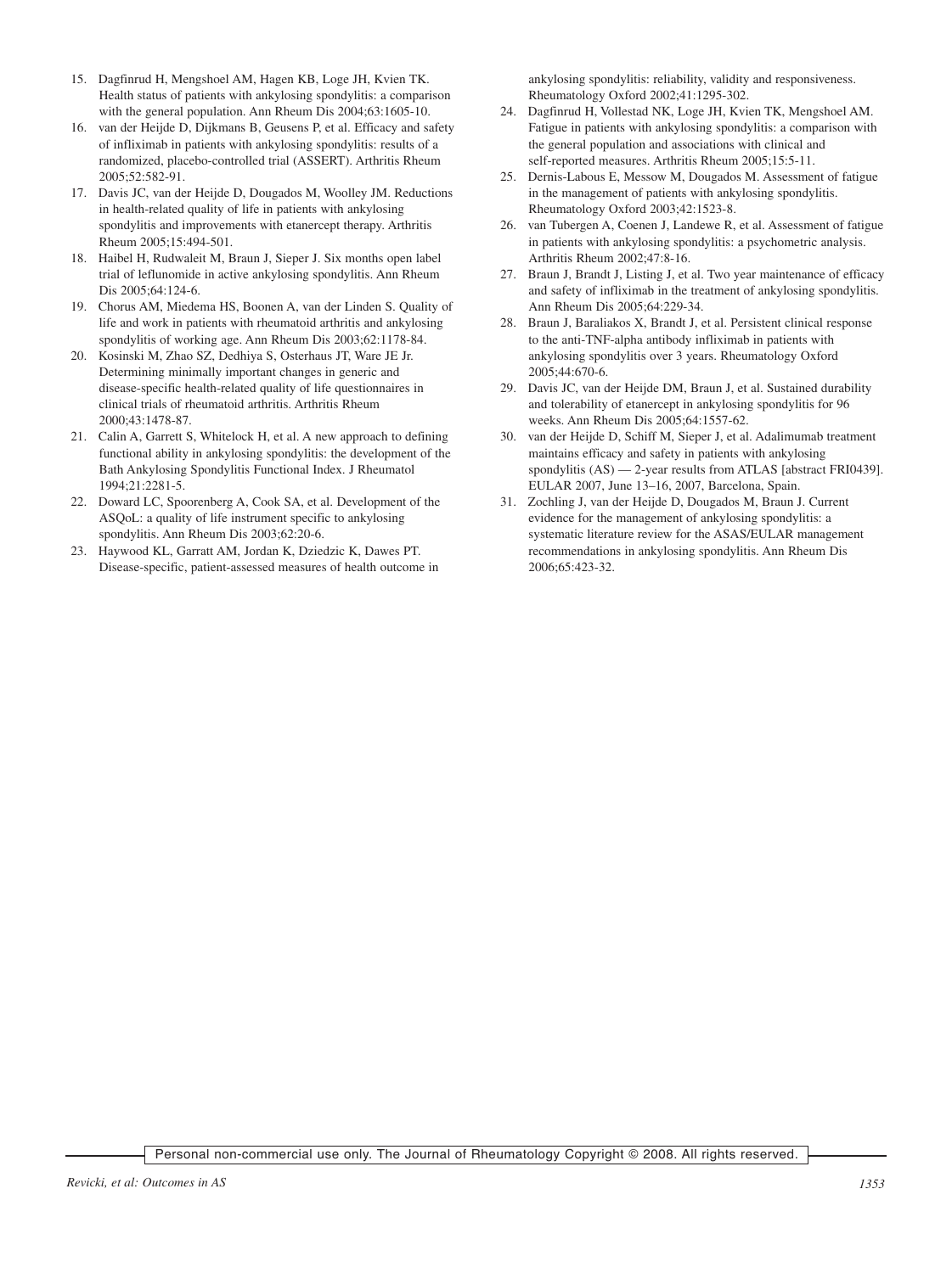15. Dagfinrud H, Mengshoel AM, Hagen KB, Loge JH, Kvien TK. Health status of patients with ankylosing spondylitis: a comparison with the general population. Ann Rheum Dis 2004;63:1605-10.
16. van der Heijde D, Dijkmans B, Geusens P, et al. Efficacy and safety of infliximab in patients with ankylosing spondylitis: results of a randomized, placebo-controlled trial (ASSERT). Arthritis Rheum 2005;52:582-91.
17. Davis JC, van der Heijde D, Dougados M, Woolley JM. Reductions in health-related quality of life in patients with ankylosing spondylitis and improvements with etanercept therapy. Arthritis Rheum 2005;15:494-501.
18. Haibel H, Rudwaleit M, Braun J, Sieper J. Six months open label trial of leflunomide in active ankylosing spondylitis. Ann Rheum Dis 2005;64:124-6.
19. Chorus AM, Miedema HS, Boonen A, van der Linden S. Quality of life and work in patients with rheumatoid arthritis and ankylosing spondylitis of working age. Ann Rheum Dis 2003;62:1178-84.
20. Kosinski M, Zhao SZ, Dedhiya S, Osterhaus JT, Ware JE Jr. Determining minimally important changes in generic and disease-specific health-related quality of life questionnaires in clinical trials of rheumatoid arthritis. Arthritis Rheum 2000;43:1478-87.
21. Calin A, Garrett S, Whitelock H, et al. A new approach to defining functional ability in ankylosing spondylitis: the development of the Bath Ankylosing Spondylitis Functional Index. J Rheumatol 1994;21:2281-5.
22. Doward LC, Spoorenberg A, Cook SA, et al. Development of the ASQoL: a quality of life instrument specific to ankylosing spondylitis. Ann Rheum Dis 2003;62:20-6.
23. Haywood KL, Garratt AM, Jordan K, Dziedzic K, Dawes PT. Disease-specific, patient-assessed measures of health outcome in ankylosing spondylitis: reliability, validity and responsiveness. Rheumatology Oxford 2002;41:1295-302.
24. Dagfinrud H, Vollestad NK, Loge JH, Kvien TK, Mengshoel AM. Fatigue in patients with ankylosing spondylitis: a comparison with the general population and associations with clinical and self-reported measures. Arthritis Rheum 2005;15:5-11.
25. Dernis-Labous E, Messow M, Dougados M. Assessment of fatigue in the management of patients with ankylosing spondylitis. Rheumatology Oxford 2003;42:1523-8.
26. van Tubergen A, Coenen J, Landewe R, et al. Assessment of fatigue in patients with ankylosing spondylitis: a psychometric analysis. Arthritis Rheum 2002;47:8-16.
27. Braun J, Brandt J, Listing J, et al. Two year maintenance of efficacy and safety of infliximab in the treatment of ankylosing spondylitis. Ann Rheum Dis 2005;64:229-34.
28. Braun J, Baraliakos X, Brandt J, et al. Persistent clinical response to the anti-TNF-alpha antibody infliximab in patients with ankylosing spondylitis over 3 years. Rheumatology Oxford 2005;44:670-6.
29. Davis JC, van der Heijde DM, Braun J, et al. Sustained durability and tolerability of etanercept in ankylosing spondylitis for 96 weeks. Ann Rheum Dis 2005;64:1557-62.
30. van der Heijde D, Schiff M, Sieper J, et al. Adalimumab treatment maintains efficacy and safety in patients with ankylosing spondylitis (AS) — 2-year results from ATLAS [abstract FRI0439]. EULAR 2007, June 13–16, 2007, Barcelona, Spain.
31. Zochling J, van der Heijde D, Dougados M, Braun J. Current evidence for the management of ankylosing spondylitis: a systematic literature review for the ASAS/EULAR management recommendations in ankylosing spondylitis. Ann Rheum Dis 2006;65:423-32.